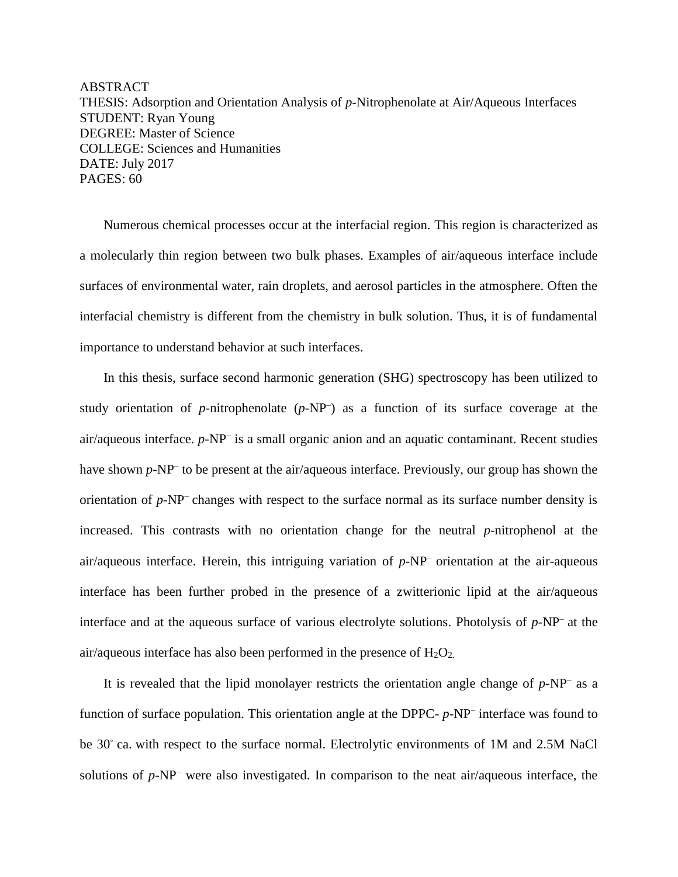ABSTRACT

THESIS: Adsorption and Orientation Analysis of *p*-Nitrophenolate at Air/Aqueous Interfaces

STUDENT: Ryan Young

DEGREE: Master of Science

COLLEGE: Sciences and Humanities

DATE: July 2017

PAGES: 60

Numerous chemical processes occur at the interfacial region. This region is characterized as a molecularly thin region between two bulk phases. Examples of air/aqueous interface include surfaces of environmental water, rain droplets, and aerosol particles in the atmosphere. Often the interfacial chemistry is different from the chemistry in bulk solution. Thus, it is of fundamental importance to understand behavior at such interfaces.

In this thesis, surface second harmonic generation (SHG) spectroscopy has been utilized to study orientation of *p*-nitrophenolate (*p*-$NP^{-}$) as a function of its surface coverage at the air/aqueous interface. *p*-$NP^{-}$ is a small organic anion and an aquatic contaminant. Recent studies have shown *p*-$NP^{-}$ to be present at the air/aqueous interface. Previously, our group has shown the orientation of *p*-$NP^{-}$ changes with respect to the surface normal as its surface number density is increased. This contrasts with no orientation change for the neutral *p*-nitrophenol at the air/aqueous interface. Herein, this intriguing variation of *p*-$NP^{-}$ orientation at the air-aqueous interface has been further probed in the presence of a zwitterionic lipid at the air/aqueous interface and at the aqueous surface of various electrolyte solutions. Photolysis of *p*-$NP^{-}$ at the air/aqueous interface has also been performed in the presence of $H_2O_2$.

It is revealed that the lipid monolayer restricts the orientation angle change of *p*-$NP^{-}$ as a function of surface population. This orientation angle at the DPPC- *p*-$NP^{-}$ interface was found to be $30^{\circ}$ ca. with respect to the surface normal. Electrolytic environments of 1M and 2.5M NaCl solutions of *p*-$NP^{-}$ were also investigated. In comparison to the neat air/aqueous interface, the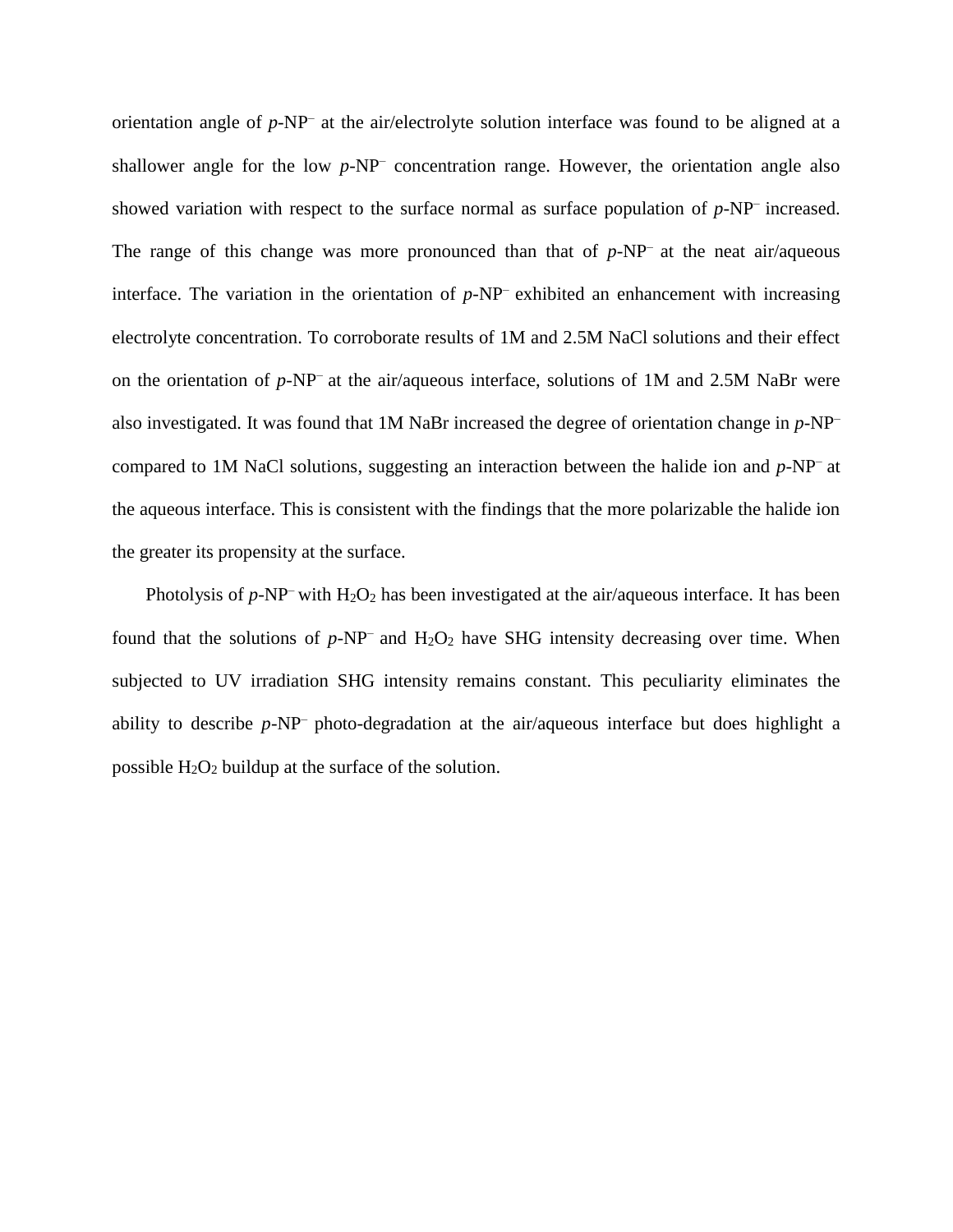orientation angle of *p*-$NP^{-}$ at the air/electrolyte solution interface was found to be aligned at a shallower angle for the low *p*-$NP^{-}$ concentration range. However, the orientation angle also showed variation with respect to the surface normal as surface population of *p*-$NP^{-}$ increased. The range of this change was more pronounced than that of *p*-$NP^{-}$ at the neat air/aqueous interface. The variation in the orientation of *p*-$NP^{-}$ exhibited an enhancement with increasing electrolyte concentration. To corroborate results of 1M and 2.5M NaCl solutions and their effect on the orientation of *p*-$NP^{-}$ at the air/aqueous interface, solutions of 1M and 2.5M NaBr were also investigated. It was found that 1M NaBr increased the degree of orientation change in *p*-$NP^{-}$ compared to 1M NaCl solutions, suggesting an interaction between the halide ion and *p*-$NP^{-}$ at the aqueous interface. This is consistent with the findings that the more polarizable the halide ion the greater its propensity at the surface.

Photolysis of *p*-$NP^{-}$ with $H_2O_2$ has been investigated at the air/aqueous interface. It has been found that the solutions of *p*-$NP^{-}$ and $H_2O_2$ have SHG intensity decreasing over time. When subjected to UV irradiation SHG intensity remains constant. This peculiarity eliminates the ability to describe *p*-$NP^{-}$ photo-degradation at the air/aqueous interface but does highlight a possible $H_2O_2$ buildup at the surface of the solution.